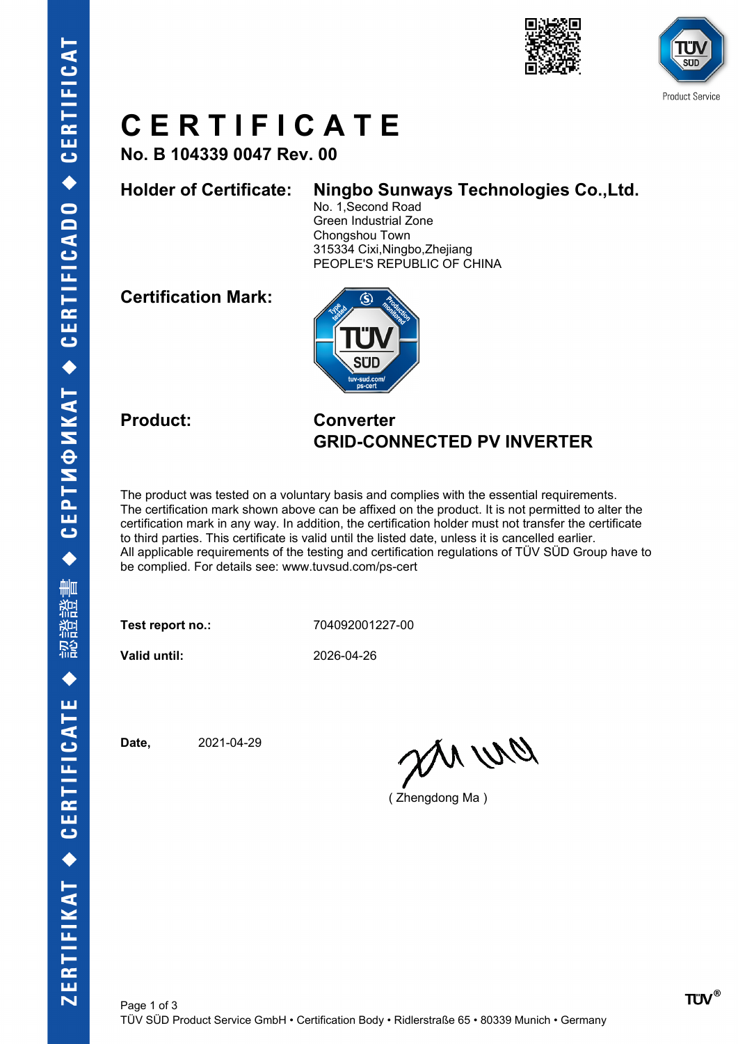# CERTIFICATE

**No. B 104339 0047 Rev. 00**

**Holder of Certificate:** **Ningbo Sunways Technologies Co.,Ltd.**
No. 1,Second Road
Green Industrial Zone
Chongshou Town
315334 Cixi,Ningbo,Zhejiang
PEOPLE'S REPUBLIC OF CHINA

**Certification Mark:**

**Product:** **Converter**
**GRID-CONNECTED PV INVERTER**

The product was tested on a voluntary basis and complies with the essential requirements. The certification mark shown above can be affixed on the product. It is not permitted to alter the certification mark in any way. In addition, the certification holder must not transfer the certificate to third parties. This certificate is valid until the listed date, unless it is cancelled earlier. All applicable requirements of the testing and certification regulations of TÜV SÜD Group have to be complied. For details see: www.tuvsud.com/ps-cert

**Test report no.:** 704092001227-00

**Valid until:** 2026-04-26

**Date,** 2021-04-29

( Zhengdong Ma )

TÜV SÜD Product Service GmbH • Certification Body • Ridlerstraße 65 • 80339 Munich • Germany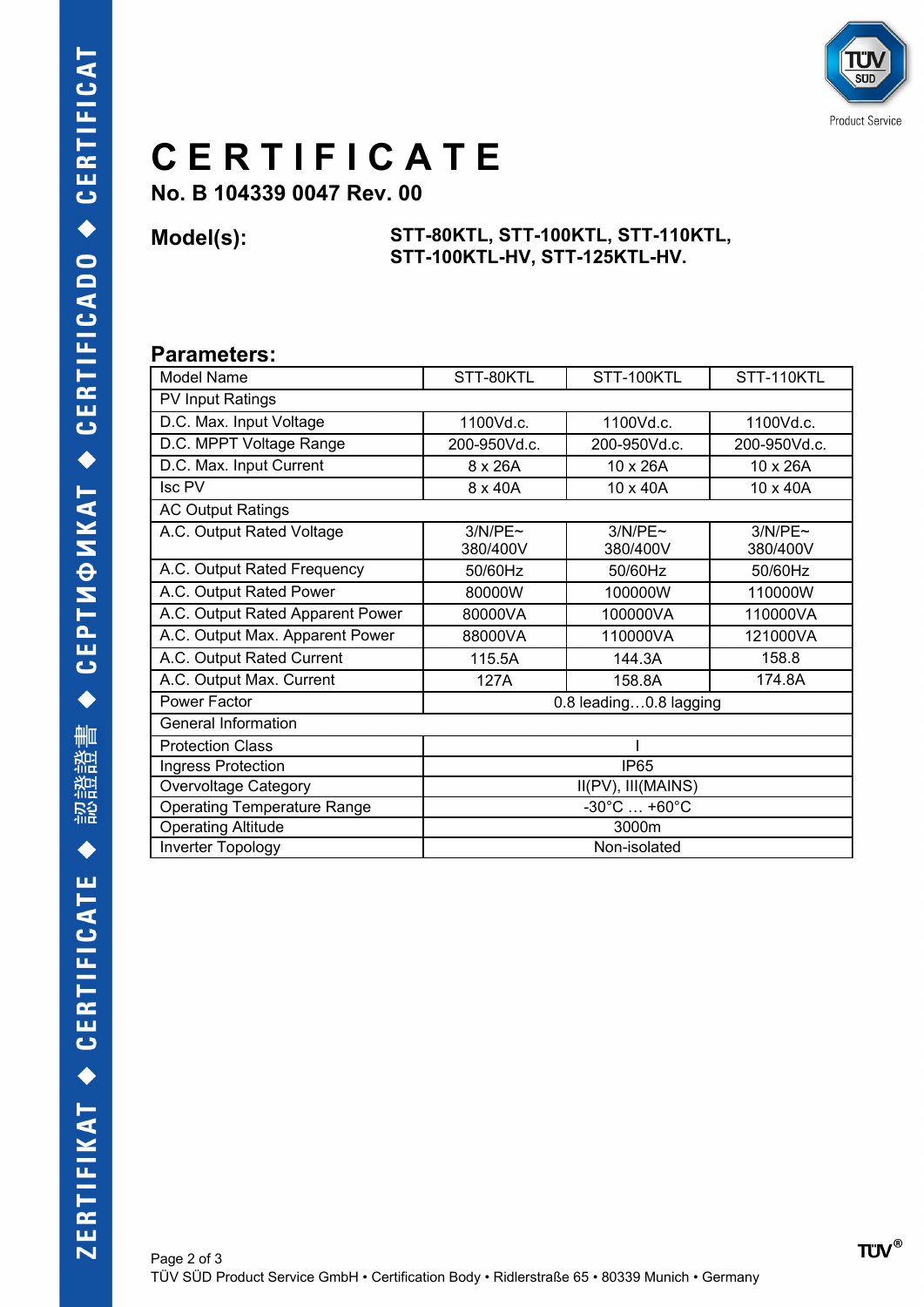# CERTIFICATE

**No. B 104339 0047 Rev. 00**

**Model(s):** **STT-80KTL, STT-100KTL, STT-110KTL, STT-100KTL-HV, STT-125KTL-HV.**

## Parameters:

| Model Name | STT-80KTL | STT-100KTL | STT-110KTL |
|---|---|---|---|
| PV Input Ratings | | | |
| D.C. Max. Input Voltage | 1100Vd.c. | 1100Vd.c. | 1100Vd.c. |
| D.C. MPPT Voltage Range | 200-950Vd.c. | 200-950Vd.c. | 200-950Vd.c. |
| D.C. Max. Input Current | 8 x 26A | 10 x 26A | 10 x 26A |
| Isc PV | 8 x 40A | 10 x 40A | 10 x 40A |
| AC Output Ratings | | | |
| A.C. Output Rated Voltage | 3/N/PE~ 380/400V | 3/N/PE~ 380/400V | 3/N/PE~ 380/400V |
| A.C. Output Rated Frequency | 50/60Hz | 50/60Hz | 50/60Hz |
| A.C. Output Rated Power | 80000W | 100000W | 110000W |
| A.C. Output Rated Apparent Power | 80000VA | 100000VA | 110000VA |
| A.C. Output Max. Apparent Power | 88000VA | 110000VA | 121000VA |
| A.C. Output Rated Current | 115.5A | 144.3A | 158.8 |
| A.C. Output Max. Current | 127A | 158.8A | 174.8A |
| Power Factor | 0.8 leading…0.8 lagging | | |
| General Information | | | |
| Protection Class | I | | |
| Ingress Protection | IP65 | | |
| Overvoltage Category | II(PV), III(MAINS) | | |
| Operating Temperature Range | -30°C … +60°C | | |
| Operating Altitude | 3000m | | |
| Inverter Topology | Non-isolated | | |

TÜV SÜD Product Service GmbH • Certification Body • Ridlerstraße 65 • 80339 Munich • Germany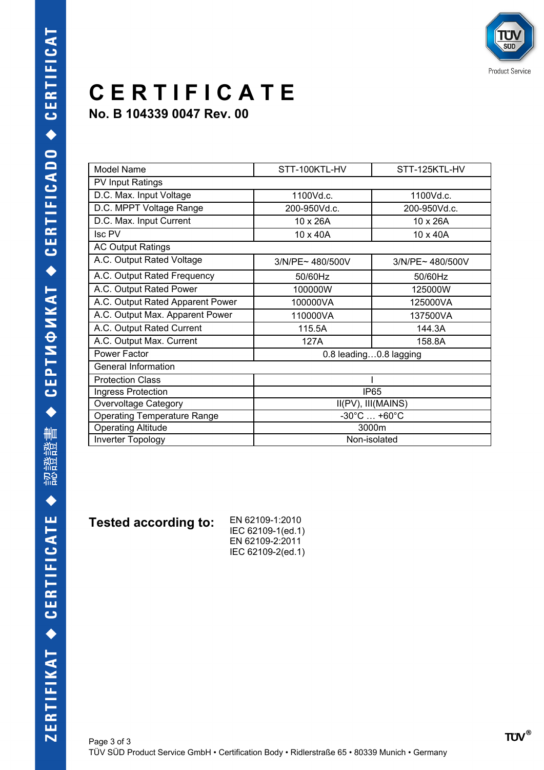# CERTIFICATE

**No. B 104339 0047 Rev. 00**

| Model Name | STT-100KTL-HV | STT-125KTL-HV |
|---|---|---|
| PV Input Ratings | | |
| D.C. Max. Input Voltage | 1100Vd.c. | 1100Vd.c. |
| D.C. MPPT Voltage Range | 200-950Vd.c. | 200-950Vd.c. |
| D.C. Max. Input Current | 10 x 26A | 10 x 26A |
| Isc PV | 10 x 40A | 10 x 40A |
| AC Output Ratings | | |
| A.C. Output Rated Voltage | 3/N/PE~ 480/500V | 3/N/PE~ 480/500V |
| A.C. Output Rated Frequency | 50/60Hz | 50/60Hz |
| A.C. Output Rated Power | 100000W | 125000W |
| A.C. Output Rated Apparent Power | 100000VA | 125000VA |
| A.C. Output Max. Apparent Power | 110000VA | 137500VA |
| A.C. Output Rated Current | 115.5A | 144.3A |
| A.C. Output Max. Current | 127A | 158.8A |
| Power Factor | 0.8 leading…0.8 lagging | |
| General Information | | |
| Protection Class | I | |
| Ingress Protection | IP65 | |
| Overvoltage Category | II(PV), III(MAINS) | |
| Operating Temperature Range | -30°C … +60°C | |
| Operating Altitude | 3000m | |
| Inverter Topology | Non-isolated | |

**Tested according to:**

EN 62109-1:2010
IEC 62109-1(ed.1)
EN 62109-2:2011
IEC 62109-2(ed.1)

TÜV SÜD Product Service GmbH • Certification Body • Ridlerstraße 65 • 80339 Munich • Germany